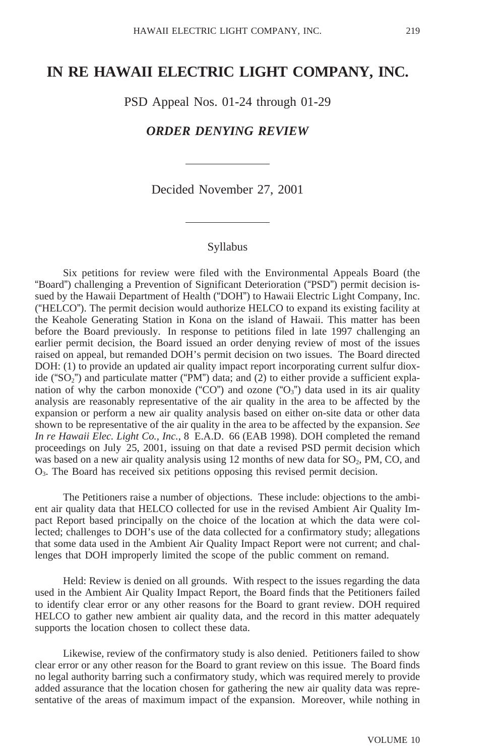# IN RE HAWAII ELECTRIC LIGHT COMPANY, INC.

PSD Appeal Nos. 01-24 through 01-29

***ORDER DENYING REVIEW***

Decided November 27, 2001

## Syllabus

Six petitions for review were filed with the Environmental Appeals Board (the "Board") challenging a Prevention of Significant Deterioration ("PSD") permit decision issued by the Hawaii Department of Health ("DOH") to Hawaii Electric Light Company, Inc. ("HELCO"). The permit decision would authorize HELCO to expand its existing facility at the Keahole Generating Station in Kona on the island of Hawaii. This matter has been before the Board previously. In response to petitions filed in late 1997 challenging an earlier permit decision, the Board issued an order denying review of most of the issues raised on appeal, but remanded DOH's permit decision on two issues. The Board directed DOH: (1) to provide an updated air quality impact report incorporating current sulfur dioxide ("$SO_2$") and particulate matter ("PM") data; and (2) to either provide a sufficient explanation of why the carbon monoxide ("CO") and ozone ("$O_3$") data used in its air quality analysis are reasonably representative of the air quality in the area to be affected by the expansion or perform a new air quality analysis based on either on-site data or other data shown to be representative of the air quality in the area to be affected by the expansion. *See In re Hawaii Elec. Light Co., Inc.*, 8 E.A.D. 66 (EAB 1998). DOH completed the remand proceedings on July 25, 2001, issuing on that date a revised PSD permit decision which was based on a new air quality analysis using 12 months of new data for $SO_2$, PM, CO, and $O_3$. The Board has received six petitions opposing this revised permit decision.

The Petitioners raise a number of objections. These include: objections to the ambient air quality data that HELCO collected for use in the revised Ambient Air Quality Impact Report based principally on the choice of the location at which the data were collected; challenges to DOH's use of the data collected for a confirmatory study; allegations that some data used in the Ambient Air Quality Impact Report were not current; and challenges that DOH improperly limited the scope of the public comment on remand.

Held: Review is denied on all grounds. With respect to the issues regarding the data used in the Ambient Air Quality Impact Report, the Board finds that the Petitioners failed to identify clear error or any other reasons for the Board to grant review. DOH required HELCO to gather new ambient air quality data, and the record in this matter adequately supports the location chosen to collect these data.

Likewise, review of the confirmatory study is also denied. Petitioners failed to show clear error or any other reason for the Board to grant review on this issue. The Board finds no legal authority barring such a confirmatory study, which was required merely to provide added assurance that the location chosen for gathering the new air quality data was representative of the areas of maximum impact of the expansion. Moreover, while nothing in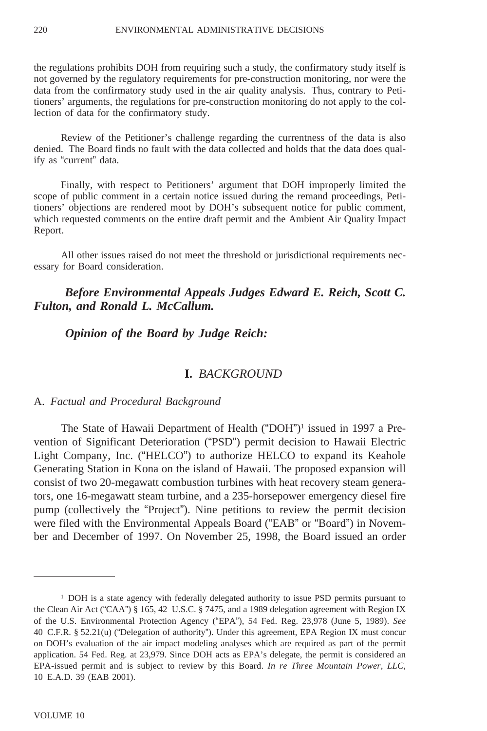the regulations prohibits DOH from requiring such a study, the confirmatory study itself is not governed by the regulatory requirements for pre-construction monitoring, nor were the data from the confirmatory study used in the air quality analysis. Thus, contrary to Petitioners' arguments, the regulations for pre-construction monitoring do not apply to the collection of data for the confirmatory study.

Review of the Petitioner's challenge regarding the currentness of the data is also denied. The Board finds no fault with the data collected and holds that the data does qualify as "current" data.

Finally, with respect to Petitioners' argument that DOH improperly limited the scope of public comment in a certain notice issued during the remand proceedings, Petitioners' objections are rendered moot by DOH's subsequent notice for public comment, which requested comments on the entire draft permit and the Ambient Air Quality Impact Report.

All other issues raised do not meet the threshold or jurisdictional requirements necessary for Board consideration.

***Before Environmental Appeals Judges Edward E. Reich, Scott C. Fulton, and Ronald L. McCallum.***

***Opinion of the Board by Judge Reich:***

## I. *BACKGROUND*

### A. *Factual and Procedural Background*

The State of Hawaii Department of Health ("DOH")[1] issued in 1997 a Prevention of Significant Deterioration ("PSD") permit decision to Hawaii Electric Light Company, Inc. ("HELCO") to authorize HELCO to expand its Keahole Generating Station in Kona on the island of Hawaii. The proposed expansion will consist of two 20-megawatt combustion turbines with heat recovery steam generators, one 16-megawatt steam turbine, and a 235-horsepower emergency diesel fire pump (collectively the "Project"). Nine petitions to review the permit decision were filed with the Environmental Appeals Board ("EAB" or "Board") in November and December of 1997. On November 25, 1998, the Board issued an order

---

[1] DOH is a state agency with federally delegated authority to issue PSD permits pursuant to the Clean Air Act ("CAA") § 165, 42 U.S.C. § 7475, and a 1989 delegation agreement with Region IX of the U.S. Environmental Protection Agency ("EPA"), 54 Fed. Reg. 23,978 (June 5, 1989). *See* 40 C.F.R. § 52.21(u) ("Delegation of authority"). Under this agreement, EPA Region IX must concur on DOH's evaluation of the air impact modeling analyses which are required as part of the permit application. 54 Fed. Reg. at 23,979. Since DOH acts as EPA's delegate, the permit is considered an EPA-issued permit and is subject to review by this Board. *In re Three Mountain Power, LLC*, 10 E.A.D. 39 (EAB 2001).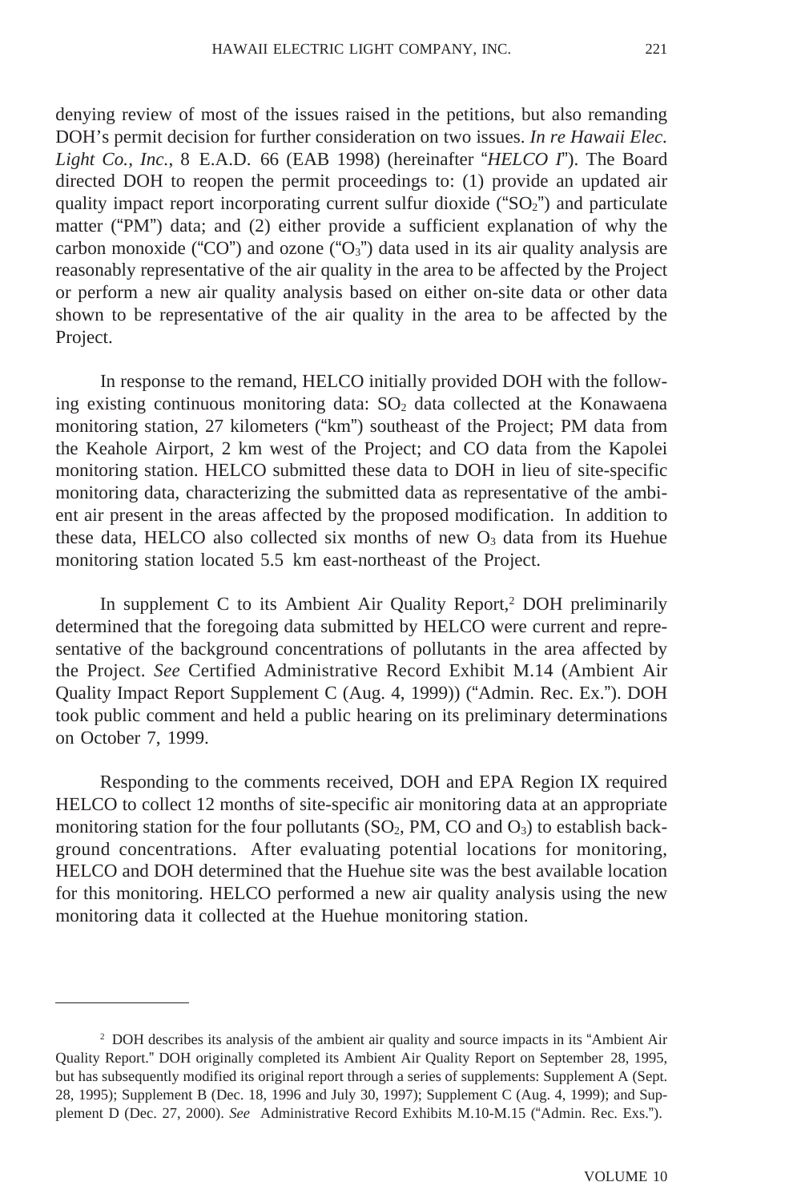denying review of most of the issues raised in the petitions, but also remanding DOH's permit decision for further consideration on two issues. *In re Hawaii Elec. Light Co., Inc.*, 8 E.A.D. 66 (EAB 1998) (hereinafter "*HELCO I*"). The Board directed DOH to reopen the permit proceedings to: (1) provide an updated air quality impact report incorporating current sulfur dioxide ("$SO_2$") and particulate matter ("PM") data; and (2) either provide a sufficient explanation of why the carbon monoxide ("CO") and ozone ("$O_3$") data used in its air quality analysis are reasonably representative of the air quality in the area to be affected by the Project or perform a new air quality analysis based on either on-site data or other data shown to be representative of the air quality in the area to be affected by the Project.

In response to the remand, HELCO initially provided DOH with the following existing continuous monitoring data: $SO_2$ data collected at the Konawaena monitoring station, 27 kilometers ("km") southeast of the Project; PM data from the Keahole Airport, 2 km west of the Project; and CO data from the Kapolei monitoring station. HELCO submitted these data to DOH in lieu of site-specific monitoring data, characterizing the submitted data as representative of the ambient air present in the areas affected by the proposed modification. In addition to these data, HELCO also collected six months of new $O_3$ data from its Huehue monitoring station located 5.5 km east-northeast of the Project.

In supplement C to its Ambient Air Quality Report,[2] DOH preliminarily determined that the foregoing data submitted by HELCO were current and representative of the background concentrations of pollutants in the area affected by the Project. *See* Certified Administrative Record Exhibit M.14 (Ambient Air Quality Impact Report Supplement C (Aug. 4, 1999)) ("Admin. Rec. Ex."). DOH took public comment and held a public hearing on its preliminary determinations on October 7, 1999.

Responding to the comments received, DOH and EPA Region IX required HELCO to collect 12 months of site-specific air monitoring data at an appropriate monitoring station for the four pollutants ($SO_2$, PM, CO and $O_3$) to establish background concentrations. After evaluating potential locations for monitoring, HELCO and DOH determined that the Huehue site was the best available location for this monitoring. HELCO performed a new air quality analysis using the new monitoring data it collected at the Huehue monitoring station.

---

[2] DOH describes its analysis of the ambient air quality and source impacts in its "Ambient Air Quality Report." DOH originally completed its Ambient Air Quality Report on September 28, 1995, but has subsequently modified its original report through a series of supplements: Supplement A (Sept. 28, 1995); Supplement B (Dec. 18, 1996 and July 30, 1997); Supplement C (Aug. 4, 1999); and Supplement D (Dec. 27, 2000). *See* Administrative Record Exhibits M.10-M.15 ("Admin. Rec. Exs.").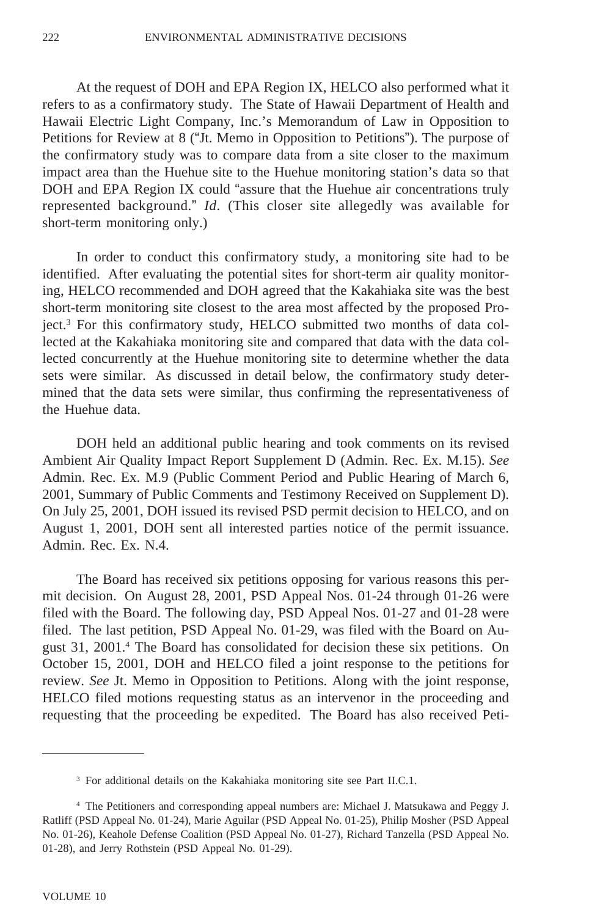At the request of DOH and EPA Region IX, HELCO also performed what it refers to as a confirmatory study. The State of Hawaii Department of Health and Hawaii Electric Light Company, Inc.'s Memorandum of Law in Opposition to Petitions for Review at 8 ("Jt. Memo in Opposition to Petitions"). The purpose of the confirmatory study was to compare data from a site closer to the maximum impact area than the Huehue site to the Huehue monitoring station's data so that DOH and EPA Region IX could "assure that the Huehue air concentrations truly represented background." *Id*. (This closer site allegedly was available for short-term monitoring only.)

In order to conduct this confirmatory study, a monitoring site had to be identified. After evaluating the potential sites for short-term air quality monitoring, HELCO recommended and DOH agreed that the Kakahiaka site was the best short-term monitoring site closest to the area most affected by the proposed Project.[3] For this confirmatory study, HELCO submitted two months of data collected at the Kakahiaka monitoring site and compared that data with the data collected concurrently at the Huehue monitoring site to determine whether the data sets were similar. As discussed in detail below, the confirmatory study determined that the data sets were similar, thus confirming the representativeness of the Huehue data.

DOH held an additional public hearing and took comments on its revised Ambient Air Quality Impact Report Supplement D (Admin. Rec. Ex. M.15). *See* Admin. Rec. Ex. M.9 (Public Comment Period and Public Hearing of March 6, 2001, Summary of Public Comments and Testimony Received on Supplement D). On July 25, 2001, DOH issued its revised PSD permit decision to HELCO, and on August 1, 2001, DOH sent all interested parties notice of the permit issuance. Admin. Rec. Ex. N.4.

The Board has received six petitions opposing for various reasons this permit decision. On August 28, 2001, PSD Appeal Nos. 01-24 through 01-26 were filed with the Board. The following day, PSD Appeal Nos. 01-27 and 01-28 were filed. The last petition, PSD Appeal No. 01-29, was filed with the Board on August 31, 2001.[4] The Board has consolidated for decision these six petitions. On October 15, 2001, DOH and HELCO filed a joint response to the petitions for review. *See* Jt. Memo in Opposition to Petitions. Along with the joint response, HELCO filed motions requesting status as an intervenor in the proceeding and requesting that the proceeding be expedited. The Board has also received Peti-

---

[3] For additional details on the Kakahiaka monitoring site see Part II.C.1.

[4] The Petitioners and corresponding appeal numbers are: Michael J. Matsukawa and Peggy J. Ratliff (PSD Appeal No. 01-24), Marie Aguilar (PSD Appeal No. 01-25), Philip Mosher (PSD Appeal No. 01-26), Keahole Defense Coalition (PSD Appeal No. 01-27), Richard Tanzella (PSD Appeal No. 01-28), and Jerry Rothstein (PSD Appeal No. 01-29).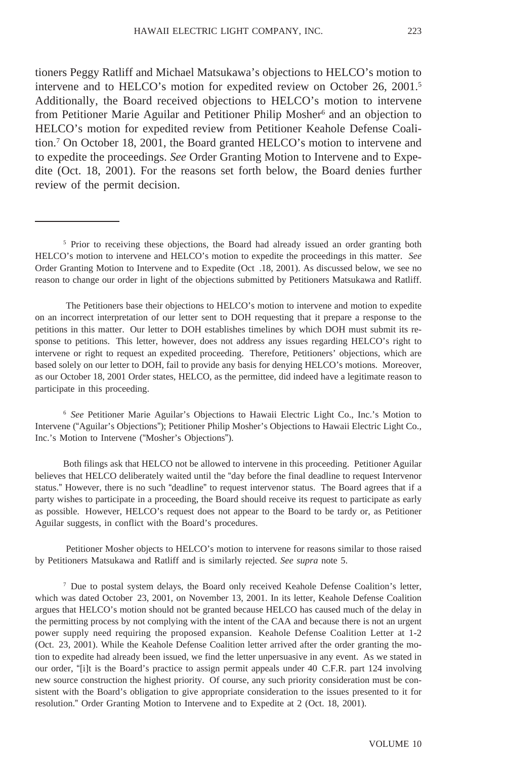tioners Peggy Ratliff and Michael Matsukawa's objections to HELCO's motion to intervene and to HELCO's motion for expedited review on October 26, 2001.[5] Additionally, the Board received objections to HELCO's motion to intervene from Petitioner Marie Aguilar and Petitioner Philip Mosher[6] and an objection to HELCO's motion for expedited review from Petitioner Keahole Defense Coalition.[7] On October 18, 2001, the Board granted HELCO's motion to intervene and to expedite the proceedings. *See* Order Granting Motion to Intervene and to Expedite (Oct. 18, 2001). For the reasons set forth below, the Board denies further review of the permit decision.

---

[5] Prior to receiving these objections, the Board had already issued an order granting both HELCO's motion to intervene and HELCO's motion to expedite the proceedings in this matter. *See* Order Granting Motion to Intervene and to Expedite (Oct .18, 2001). As discussed below, we see no reason to change our order in light of the objections submitted by Petitioners Matsukawa and Ratliff.

The Petitioners base their objections to HELCO's motion to intervene and motion to expedite on an incorrect interpretation of our letter sent to DOH requesting that it prepare a response to the petitions in this matter. Our letter to DOH establishes timelines by which DOH must submit its response to petitions. This letter, however, does not address any issues regarding HELCO's right to intervene or right to request an expedited proceeding. Therefore, Petitioners' objections, which are based solely on our letter to DOH, fail to provide any basis for denying HELCO's motions. Moreover, as our October 18, 2001 Order states, HELCO, as the permittee, did indeed have a legitimate reason to participate in this proceeding.

[6] *See* Petitioner Marie Aguilar's Objections to Hawaii Electric Light Co., Inc.'s Motion to Intervene ("Aguilar's Objections"); Petitioner Philip Mosher's Objections to Hawaii Electric Light Co., Inc.'s Motion to Intervene ("Mosher's Objections").

Both filings ask that HELCO not be allowed to intervene in this proceeding. Petitioner Aguilar believes that HELCO deliberately waited until the "day before the final deadline to request Intervenor status." However, there is no such "deadline" to request intervenor status. The Board agrees that if a party wishes to participate in a proceeding, the Board should receive its request to participate as early as possible. However, HELCO's request does not appear to the Board to be tardy or, as Petitioner Aguilar suggests, in conflict with the Board's procedures.

Petitioner Mosher objects to HELCO's motion to intervene for reasons similar to those raised by Petitioners Matsukawa and Ratliff and is similarly rejected. *See supra* note 5.

[7] Due to postal system delays, the Board only received Keahole Defense Coalition's letter, which was dated October 23, 2001, on November 13, 2001. In its letter, Keahole Defense Coalition argues that HELCO's motion should not be granted because HELCO has caused much of the delay in the permitting process by not complying with the intent of the CAA and because there is not an urgent power supply need requiring the proposed expansion. Keahole Defense Coalition Letter at 1-2 (Oct. 23, 2001). While the Keahole Defense Coalition letter arrived after the order granting the motion to expedite had already been issued, we find the letter unpersuasive in any event. As we stated in our order, "[i]t is the Board's practice to assign permit appeals under 40 C.F.R. part 124 involving new source construction the highest priority. Of course, any such priority consideration must be consistent with the Board's obligation to give appropriate consideration to the issues presented to it for resolution." Order Granting Motion to Intervene and to Expedite at 2 (Oct. 18, 2001).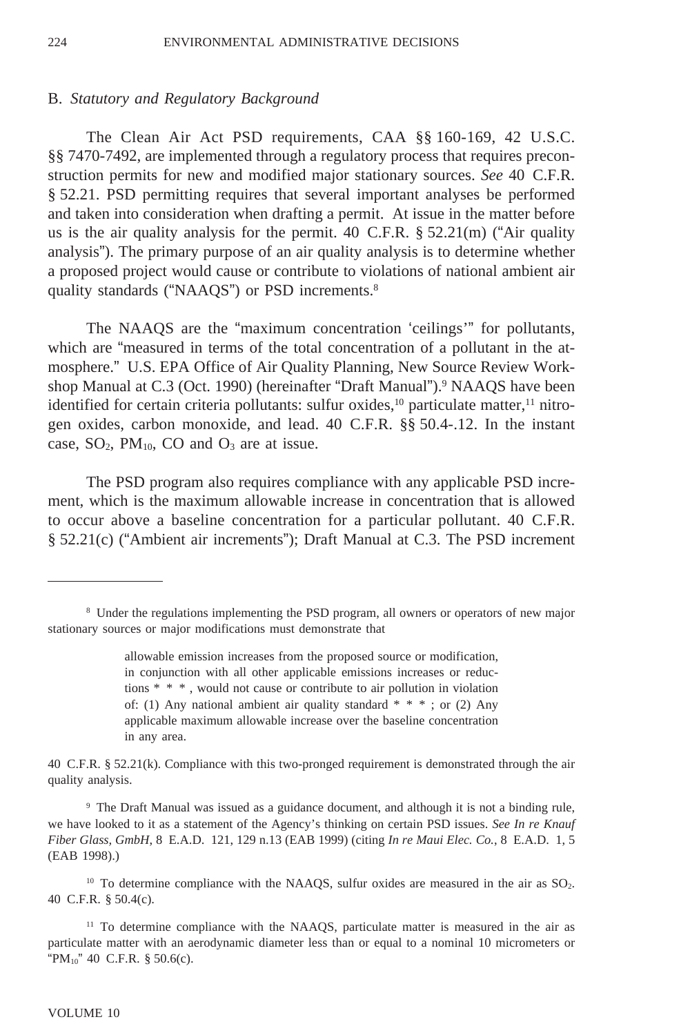B. *Statutory and Regulatory Background*

The Clean Air Act PSD requirements, CAA §§ 160-169, 42 U.S.C. §§ 7470-7492, are implemented through a regulatory process that requires preconstruction permits for new and modified major stationary sources. *See* 40 C.F.R. § 52.21. PSD permitting requires that several important analyses be performed and taken into consideration when drafting a permit. At issue in the matter before us is the air quality analysis for the permit. 40 C.F.R. § 52.21(m) ("Air quality analysis"). The primary purpose of an air quality analysis is to determine whether a proposed project would cause or contribute to violations of national ambient air quality standards ("NAAQS") or PSD increments.[8]

The NAAQS are the "maximum concentration 'ceilings'" for pollutants, which are "measured in terms of the total concentration of a pollutant in the atmosphere." U.S. EPA Office of Air Quality Planning, New Source Review Workshop Manual at C.3 (Oct. 1990) (hereinafter "Draft Manual").[9] NAAQS have been identified for certain criteria pollutants: sulfur oxides,[10] particulate matter,[11] nitrogen oxides, carbon monoxide, and lead. 40 C.F.R. §§ 50.4-.12. In the instant case, $SO_2$, $PM_{10}$, CO and $O_3$ are at issue.

The PSD program also requires compliance with any applicable PSD increment, which is the maximum allowable increase in concentration that is allowed to occur above a baseline concentration for a particular pollutant. 40 C.F.R. § 52.21(c) ("Ambient air increments"); Draft Manual at C.3. The PSD increment

---

[8] Under the regulations implementing the PSD program, all owners or operators of new major stationary sources or major modifications must demonstrate that

> allowable emission increases from the proposed source or modification, in conjunction with all other applicable emissions increases or reductions * * * , would not cause or contribute to air pollution in violation of: (1) Any national ambient air quality standard * * * ; or (2) Any applicable maximum allowable increase over the baseline concentration in any area.

40 C.F.R. § 52.21(k). Compliance with this two-pronged requirement is demonstrated through the air quality analysis.

[9] The Draft Manual was issued as a guidance document, and although it is not a binding rule, we have looked to it as a statement of the Agency's thinking on certain PSD issues. *See In re Knauf Fiber Glass, GmbH*, 8 E.A.D. 121, 129 n.13 (EAB 1999) (citing *In re Maui Elec. Co.*, 8 E.A.D. 1, 5 (EAB 1998).)

[10] To determine compliance with the NAAQS, sulfur oxides are measured in the air as $SO_2$. 40 C.F.R. § 50.4(c).

[11] To determine compliance with the NAAQS, particulate matter is measured in the air as particulate matter with an aerodynamic diameter less than or equal to a nominal 10 micrometers or "$PM_{10}$" 40 C.F.R. § 50.6(c).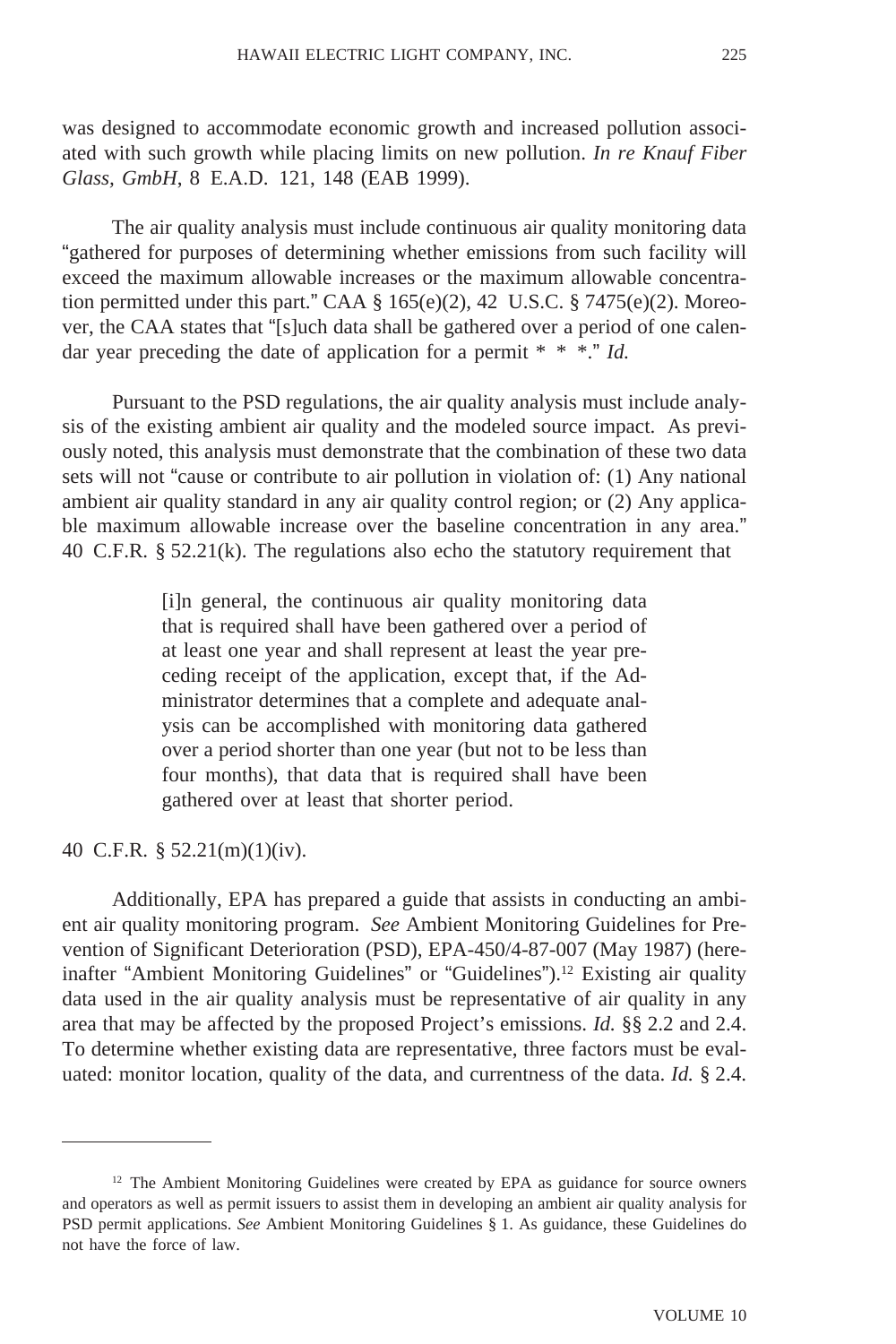was designed to accommodate economic growth and increased pollution associated with such growth while placing limits on new pollution. *In re Knauf Fiber Glass, GmbH*, 8 E.A.D. 121, 148 (EAB 1999).

The air quality analysis must include continuous air quality monitoring data "gathered for purposes of determining whether emissions from such facility will exceed the maximum allowable increases or the maximum allowable concentration permitted under this part." CAA § 165(e)(2), 42 U.S.C. § 7475(e)(2). Moreover, the CAA states that "[s]uch data shall be gathered over a period of one calendar year preceding the date of application for a permit * * *." *Id.*

Pursuant to the PSD regulations, the air quality analysis must include analysis of the existing ambient air quality and the modeled source impact. As previously noted, this analysis must demonstrate that the combination of these two data sets will not "cause or contribute to air pollution in violation of: (1) Any national ambient air quality standard in any air quality control region; or (2) Any applicable maximum allowable increase over the baseline concentration in any area." 40 C.F.R. § 52.21(k). The regulations also echo the statutory requirement that

> [i]n general, the continuous air quality monitoring data that is required shall have been gathered over a period of at least one year and shall represent at least the year preceding receipt of the application, except that, if the Administrator determines that a complete and adequate analysis can be accomplished with monitoring data gathered over a period shorter than one year (but not to be less than four months), that data that is required shall have been gathered over at least that shorter period.

40 C.F.R. § 52.21(m)(1)(iv).

Additionally, EPA has prepared a guide that assists in conducting an ambient air quality monitoring program. *See* Ambient Monitoring Guidelines for Prevention of Significant Deterioration (PSD), EPA-450/4-87-007 (May 1987) (hereinafter "Ambient Monitoring Guidelines" or "Guidelines").[12] Existing air quality data used in the air quality analysis must be representative of air quality in any area that may be affected by the proposed Project's emissions. *Id.* §§ 2.2 and 2.4. To determine whether existing data are representative, three factors must be evaluated: monitor location, quality of the data, and currentness of the data. *Id.* § 2.4.

---

[12] The Ambient Monitoring Guidelines were created by EPA as guidance for source owners and operators as well as permit issuers to assist them in developing an ambient air quality analysis for PSD permit applications. *See* Ambient Monitoring Guidelines § 1. As guidance, these Guidelines do not have the force of law.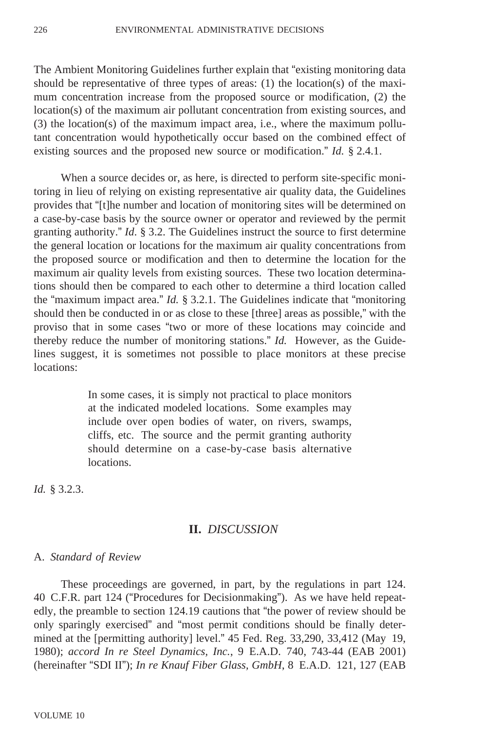The Ambient Monitoring Guidelines further explain that "existing monitoring data should be representative of three types of areas: (1) the location(s) of the maximum concentration increase from the proposed source or modification, (2) the location(s) of the maximum air pollutant concentration from existing sources, and (3) the location(s) of the maximum impact area, i.e., where the maximum pollutant concentration would hypothetically occur based on the combined effect of existing sources and the proposed new source or modification." *Id.* § 2.4.1.

When a source decides or, as here, is directed to perform site-specific monitoring in lieu of relying on existing representative air quality data, the Guidelines provides that "[t]he number and location of monitoring sites will be determined on a case-by-case basis by the source owner or operator and reviewed by the permit granting authority." *Id*. § 3.2. The Guidelines instruct the source to first determine the general location or locations for the maximum air quality concentrations from the proposed source or modification and then to determine the location for the maximum air quality levels from existing sources. These two location determinations should then be compared to each other to determine a third location called the "maximum impact area." *Id.* § 3.2.1. The Guidelines indicate that "monitoring should then be conducted in or as close to these [three] areas as possible," with the proviso that in some cases "two or more of these locations may coincide and thereby reduce the number of monitoring stations." *Id.* However, as the Guidelines suggest, it is sometimes not possible to place monitors at these precise locations:

> In some cases, it is simply not practical to place monitors at the indicated modeled locations. Some examples may include over open bodies of water, on rivers, swamps, cliffs, etc. The source and the permit granting authority should determine on a case-by-case basis alternative locations.

*Id.* § 3.2.3.

## II. *DISCUSSION*

### A. *Standard of Review*

These proceedings are governed, in part, by the regulations in part 124. 40 C.F.R. part 124 ("Procedures for Decisionmaking"). As we have held repeatedly, the preamble to section 124.19 cautions that "the power of review should be only sparingly exercised" and "most permit conditions should be finally determined at the [permitting authority] level." 45 Fed. Reg. 33,290, 33,412 (May 19, 1980); *accord In re Steel Dynamics, Inc.*, 9 E.A.D. 740, 743-44 (EAB 2001) (hereinafter "SDI II"); *In re Knauf Fiber Glass, GmbH*, 8 E.A.D. 121, 127 (EAB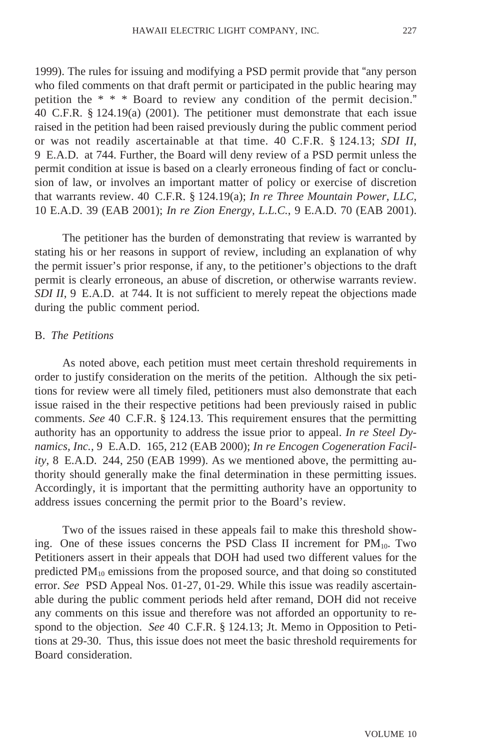1999). The rules for issuing and modifying a PSD permit provide that "any person who filed comments on that draft permit or participated in the public hearing may petition the * * * Board to review any condition of the permit decision." 40 C.F.R. § 124.19(a) (2001). The petitioner must demonstrate that each issue raised in the petition had been raised previously during the public comment period or was not readily ascertainable at that time. 40 C.F.R. § 124.13; *SDI II*, 9 E.A.D. at 744. Further, the Board will deny review of a PSD permit unless the permit condition at issue is based on a clearly erroneous finding of fact or conclusion of law, or involves an important matter of policy or exercise of discretion that warrants review. 40 C.F.R. § 124.19(a); *In re Three Mountain Power, LLC*, 10 E.A.D. 39 (EAB 2001); *In re Zion Energy, L.L.C.*, 9 E.A.D. 70 (EAB 2001).

The petitioner has the burden of demonstrating that review is warranted by stating his or her reasons in support of review, including an explanation of why the permit issuer's prior response, if any, to the petitioner's objections to the draft permit is clearly erroneous, an abuse of discretion, or otherwise warrants review. *SDI II*, 9 E.A.D. at 744. It is not sufficient to merely repeat the objections made during the public comment period.

B. *The Petitions*

As noted above, each petition must meet certain threshold requirements in order to justify consideration on the merits of the petition. Although the six petitions for review were all timely filed, petitioners must also demonstrate that each issue raised in the their respective petitions had been previously raised in public comments. *See* 40 C.F.R. § 124.13. This requirement ensures that the permitting authority has an opportunity to address the issue prior to appeal. *In re Steel Dynamics, Inc.*, 9 E.A.D. 165, 212 (EAB 2000); *In re Encogen Cogeneration Facility*, 8 E.A.D. 244, 250 (EAB 1999). As we mentioned above, the permitting authority should generally make the final determination in these permitting issues. Accordingly, it is important that the permitting authority have an opportunity to address issues concerning the permit prior to the Board's review.

Two of the issues raised in these appeals fail to make this threshold showing. One of these issues concerns the PSD Class II increment for $PM_{10}$. Two Petitioners assert in their appeals that DOH had used two different values for the predicted $PM_{10}$ emissions from the proposed source, and that doing so constituted error. *See* PSD Appeal Nos. 01-27, 01-29. While this issue was readily ascertainable during the public comment periods held after remand, DOH did not receive any comments on this issue and therefore was not afforded an opportunity to respond to the objection. *See* 40 C.F.R. § 124.13; Jt. Memo in Opposition to Petitions at 29-30. Thus, this issue does not meet the basic threshold requirements for Board consideration.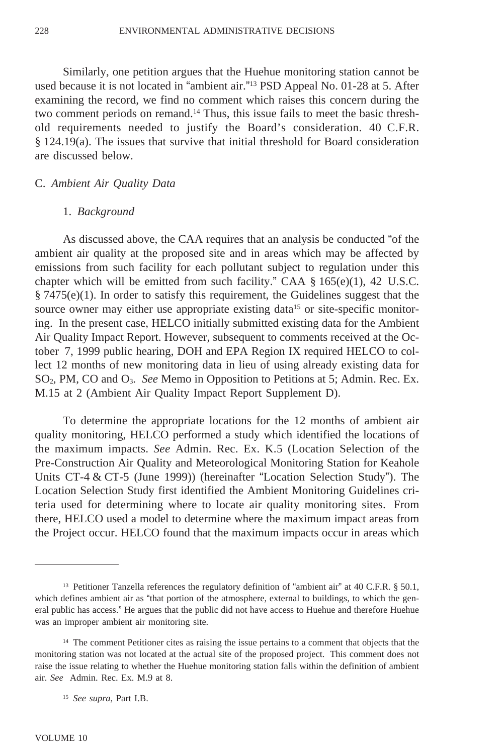Similarly, one petition argues that the Huehue monitoring station cannot be used because it is not located in "ambient air."[13] PSD Appeal No. 01-28 at 5. After examining the record, we find no comment which raises this concern during the two comment periods on remand.[14] Thus, this issue fails to meet the basic threshold requirements needed to justify the Board's consideration. 40 C.F.R. § 124.19(a). The issues that survive that initial threshold for Board consideration are discussed below.

### C. *Ambient Air Quality Data*

#### 1. *Background*

As discussed above, the CAA requires that an analysis be conducted "of the ambient air quality at the proposed site and in areas which may be affected by emissions from such facility for each pollutant subject to regulation under this chapter which will be emitted from such facility." CAA § 165(e)(1), 42 U.S.C. § 7475(e)(1). In order to satisfy this requirement, the Guidelines suggest that the source owner may either use appropriate existing data[15] or site-specific monitoring. In the present case, HELCO initially submitted existing data for the Ambient Air Quality Impact Report. However, subsequent to comments received at the October 7, 1999 public hearing, DOH and EPA Region IX required HELCO to collect 12 months of new monitoring data in lieu of using already existing data for $SO_2$, PM, CO and $O_3$. *See* Memo in Opposition to Petitions at 5; Admin. Rec. Ex. M.15 at 2 (Ambient Air Quality Impact Report Supplement D).

To determine the appropriate locations for the 12 months of ambient air quality monitoring, HELCO performed a study which identified the locations of the maximum impacts. *See* Admin. Rec. Ex. K.5 (Location Selection of the Pre-Construction Air Quality and Meteorological Monitoring Station for Keahole Units CT-4 & CT-5 (June 1999)) (hereinafter "Location Selection Study"). The Location Selection Study first identified the Ambient Monitoring Guidelines criteria used for determining where to locate air quality monitoring sites. From there, HELCO used a model to determine where the maximum impact areas from the Project occur. HELCO found that the maximum impacts occur in areas which

---

[13] Petitioner Tanzella references the regulatory definition of "ambient air" at 40 C.F.R. § 50.1, which defines ambient air as "that portion of the atmosphere, external to buildings, to which the general public has access." He argues that the public did not have access to Huehue and therefore Huehue was an improper ambient air monitoring site.

[14] The comment Petitioner cites as raising the issue pertains to a comment that objects that the monitoring station was not located at the actual site of the proposed project. This comment does not raise the issue relating to whether the Huehue monitoring station falls within the definition of ambient air. *See* Admin. Rec. Ex. M.9 at 8.

[15] *See supra*, Part I.B.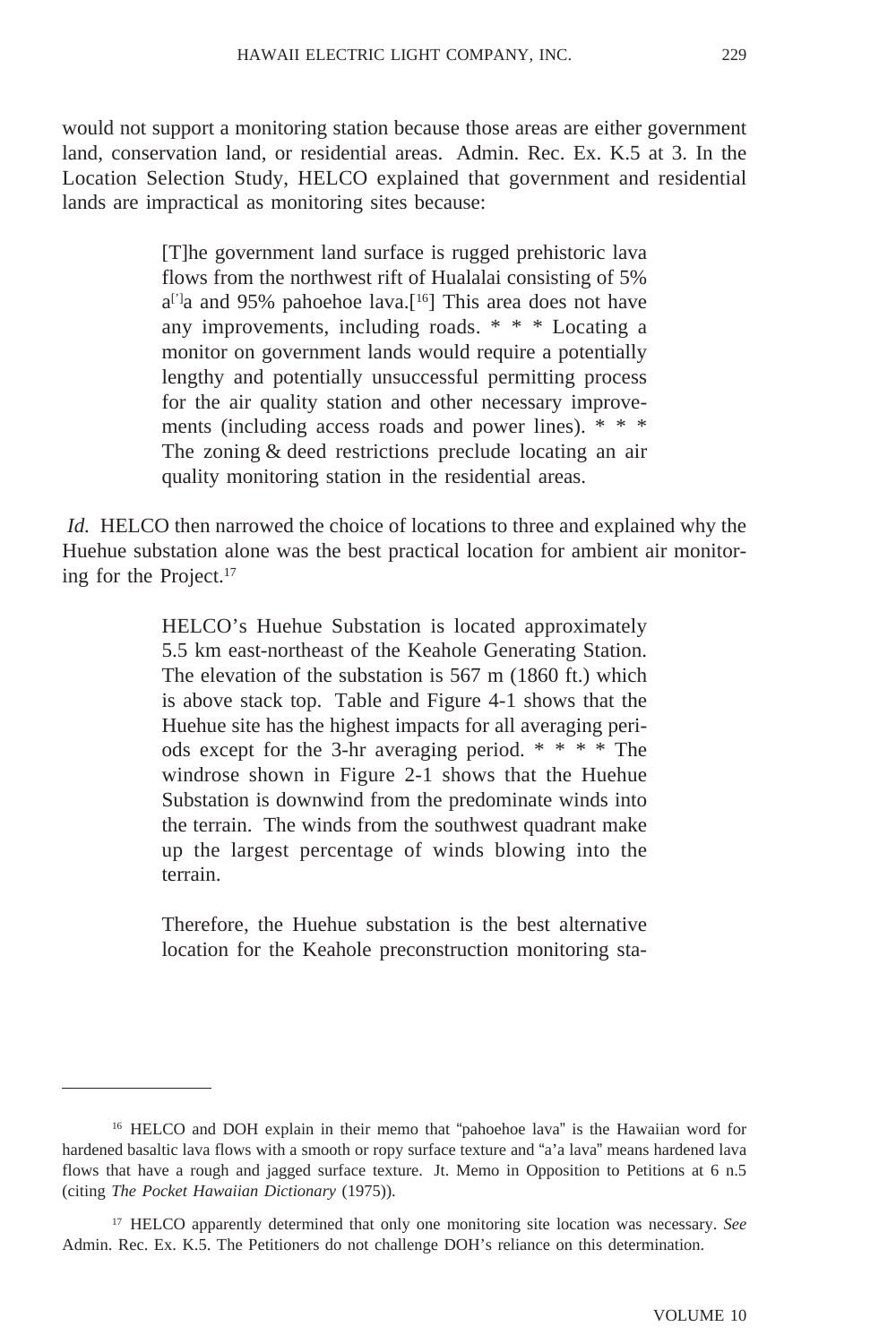would not support a monitoring station because those areas are either government land, conservation land, or residential areas. Admin. Rec. Ex. K.5 at 3. In the Location Selection Study, HELCO explained that government and residential lands are impractical as monitoring sites because:

> [T]he government land surface is rugged prehistoric lava flows from the northwest rift of Hualalai consisting of 5% a['] a and 95% pahoehoe lava.[16] This area does not have any improvements, including roads. * * * Locating a monitor on government lands would require a potentially lengthy and potentially unsuccessful permitting process for the air quality station and other necessary improvements (including access roads and power lines). * * * The zoning & deed restrictions preclude locating an air quality monitoring station in the residential areas.

*Id.* HELCO then narrowed the choice of locations to three and explained why the Huehue substation alone was the best practical location for ambient air monitoring for the Project.[17]

> HELCO's Huehue Substation is located approximately 5.5 km east-northeast of the Keahole Generating Station. The elevation of the substation is 567 m (1860 ft.) which is above stack top. Table and Figure 4-1 shows that the Huehue site has the highest impacts for all averaging periods except for the 3-hr averaging period. * * * * The windrose shown in Figure 2-1 shows that the Huehue Substation is downwind from the predominate winds into the terrain. The winds from the southwest quadrant make up the largest percentage of winds blowing into the terrain.
>
> Therefore, the Huehue substation is the best alternative location for the Keahole preconstruction monitoring sta-

---

[16] HELCO and DOH explain in their memo that "pahoehoe lava" is the Hawaiian word for hardened basaltic lava flows with a smooth or ropy surface texture and "a'a lava" means hardened lava flows that have a rough and jagged surface texture. Jt. Memo in Opposition to Petitions at 6 n.5 (citing *The Pocket Hawaiian Dictionary* (1975)).

[17] HELCO apparently determined that only one monitoring site location was necessary. *See* Admin. Rec. Ex. K.5. The Petitioners do not challenge DOH's reliance on this determination.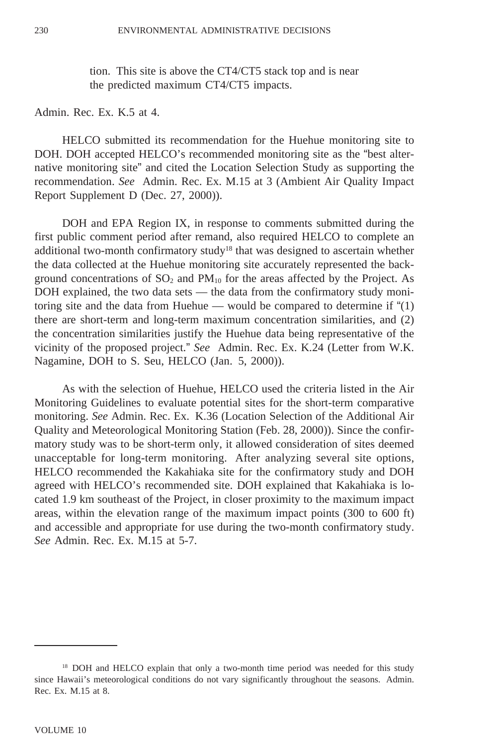> tion. This site is above the CT4/CT5 stack top and is near the predicted maximum CT4/CT5 impacts.

Admin. Rec. Ex. K.5 at 4.

HELCO submitted its recommendation for the Huehue monitoring site to DOH. DOH accepted HELCO's recommended monitoring site as the "best alternative monitoring site" and cited the Location Selection Study as supporting the recommendation. *See* Admin. Rec. Ex. M.15 at 3 (Ambient Air Quality Impact Report Supplement D (Dec. 27, 2000)).

DOH and EPA Region IX, in response to comments submitted during the first public comment period after remand, also required HELCO to complete an additional two-month confirmatory study[18] that was designed to ascertain whether the data collected at the Huehue monitoring site accurately represented the background concentrations of $SO_2$ and $PM_{10}$ for the areas affected by the Project. As DOH explained, the two data sets — the data from the confirmatory study monitoring site and the data from Huehue — would be compared to determine if "(1) there are short-term and long-term maximum concentration similarities, and (2) the concentration similarities justify the Huehue data being representative of the vicinity of the proposed project." *See* Admin. Rec. Ex. K.24 (Letter from W.K. Nagamine, DOH to S. Seu, HELCO (Jan. 5, 2000)).

As with the selection of Huehue, HELCO used the criteria listed in the Air Monitoring Guidelines to evaluate potential sites for the short-term comparative monitoring. *See* Admin. Rec. Ex. K.36 (Location Selection of the Additional Air Quality and Meteorological Monitoring Station (Feb. 28, 2000)). Since the confirmatory study was to be short-term only, it allowed consideration of sites deemed unacceptable for long-term monitoring. After analyzing several site options, HELCO recommended the Kakahiaka site for the confirmatory study and DOH agreed with HELCO's recommended site. DOH explained that Kakahiaka is located 1.9 km southeast of the Project, in closer proximity to the maximum impact areas, within the elevation range of the maximum impact points (300 to 600 ft) and accessible and appropriate for use during the two-month confirmatory study. *See* Admin. Rec. Ex. M.15 at 5-7.

---

[18] DOH and HELCO explain that only a two-month time period was needed for this study since Hawaii's meteorological conditions do not vary significantly throughout the seasons. Admin. Rec. Ex. M.15 at 8.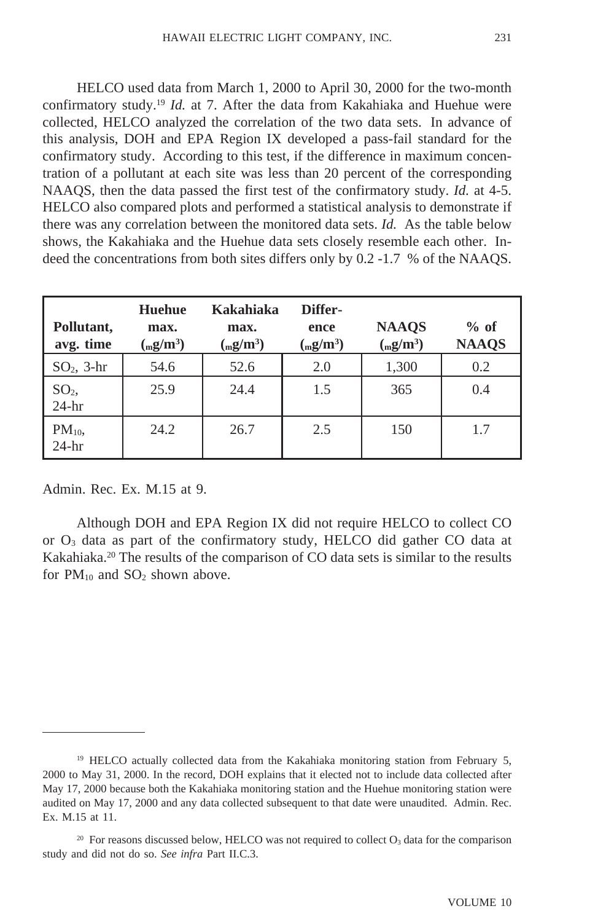HELCO used data from March 1, 2000 to April 30, 2000 for the two-month confirmatory study.[19] *Id.* at 7. After the data from Kakahiaka and Huehue were collected, HELCO analyzed the correlation of the two data sets. In advance of this analysis, DOH and EPA Region IX developed a pass-fail standard for the confirmatory study. According to this test, if the difference in maximum concentration of a pollutant at each site was less than 20 percent of the corresponding NAAQS, then the data passed the first test of the confirmatory study. *Id.* at 4-5. HELCO also compared plots and performed a statistical analysis to demonstrate if there was any correlation between the monitored data sets. *Id.* As the table below shows, the Kakahiaka and the Huehue data sets closely resemble each other. Indeed the concentrations from both sites differs only by 0.2 -1.7 % of the NAAQS.

| Pollutant, avg. time | Huehue max. ($\mu g/m^3$) | Kakahiaka max. ($\mu g/m^3$) | Difference ($\mu g/m^3$) | NAAQS ($\mu g/m^3$) | % of NAAQS |
|---|---|---|---|---|---|
| $SO_2$, 3-hr | 54.6 | 52.6 | 2.0 | 1,300 | 0.2 |
| $SO_2$, 24-hr | 25.9 | 24.4 | 1.5 | 365 | 0.4 |
| $PM_{10}$, 24-hr | 24.2 | 26.7 | 2.5 | 150 | 1.7 |

Admin. Rec. Ex. M.15 at 9.

Although DOH and EPA Region IX did not require HELCO to collect CO or $O_3$ data as part of the confirmatory study, HELCO did gather CO data at Kakahiaka.[20] The results of the comparison of CO data sets is similar to the results for $PM_{10}$ and $SO_2$ shown above.

---

[19] HELCO actually collected data from the Kakahiaka monitoring station from February 5, 2000 to May 31, 2000. In the record, DOH explains that it elected not to include data collected after May 17, 2000 because both the Kakahiaka monitoring station and the Huehue monitoring station were audited on May 17, 2000 and any data collected subsequent to that date were unaudited. Admin. Rec. Ex. M.15 at 11.

[20] For reasons discussed below, HELCO was not required to collect $O_3$ data for the comparison study and did not do so. *See infra* Part II.C.3.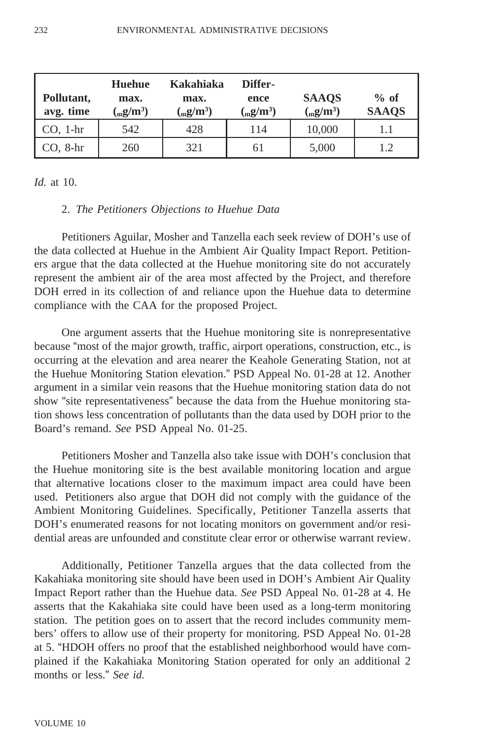| Pollutant, avg. time | Huehue max. (μg/m³) | Kakahiaka max. (μg/m³) | Differ-ence (μg/m³) | SAAQS (μg/m³) | % of SAAQS |
|---|---|---|---|---|---|
| CO, 1-hr | 542 | 428 | 114 | 10,000 | 1.1 |
| CO, 8-hr | 260 | 321 | 61 | 5,000 | 1.2 |

*Id.* at 10.

2. *The Petitioners Objections to Huehue Data*

Petitioners Aguilar, Mosher and Tanzella each seek review of DOH's use of the data collected at Huehue in the Ambient Air Quality Impact Report. Petitioners argue that the data collected at the Huehue monitoring site do not accurately represent the ambient air of the area most affected by the Project, and therefore DOH erred in its collection of and reliance upon the Huehue data to determine compliance with the CAA for the proposed Project.

One argument asserts that the Huehue monitoring site is nonrepresentative because "most of the major growth, traffic, airport operations, construction, etc., is occurring at the elevation and area nearer the Keahole Generating Station, not at the Huehue Monitoring Station elevation." PSD Appeal No. 01-28 at 12. Another argument in a similar vein reasons that the Huehue monitoring station data do not show "site representativeness" because the data from the Huehue monitoring station shows less concentration of pollutants than the data used by DOH prior to the Board's remand. *See* PSD Appeal No. 01-25.

Petitioners Mosher and Tanzella also take issue with DOH's conclusion that the Huehue monitoring site is the best available monitoring location and argue that alternative locations closer to the maximum impact area could have been used. Petitioners also argue that DOH did not comply with the guidance of the Ambient Monitoring Guidelines. Specifically, Petitioner Tanzella asserts that DOH's enumerated reasons for not locating monitors on government and/or residential areas are unfounded and constitute clear error or otherwise warrant review.

Additionally, Petitioner Tanzella argues that the data collected from the Kakahiaka monitoring site should have been used in DOH's Ambient Air Quality Impact Report rather than the Huehue data. *See* PSD Appeal No. 01-28 at 4. He asserts that the Kakahiaka site could have been used as a long-term monitoring station. The petition goes on to assert that the record includes community members' offers to allow use of their property for monitoring. PSD Appeal No. 01-28 at 5. "HDOH offers no proof that the established neighborhood would have complained if the Kakahiaka Monitoring Station operated for only an additional 2 months or less." *See id.*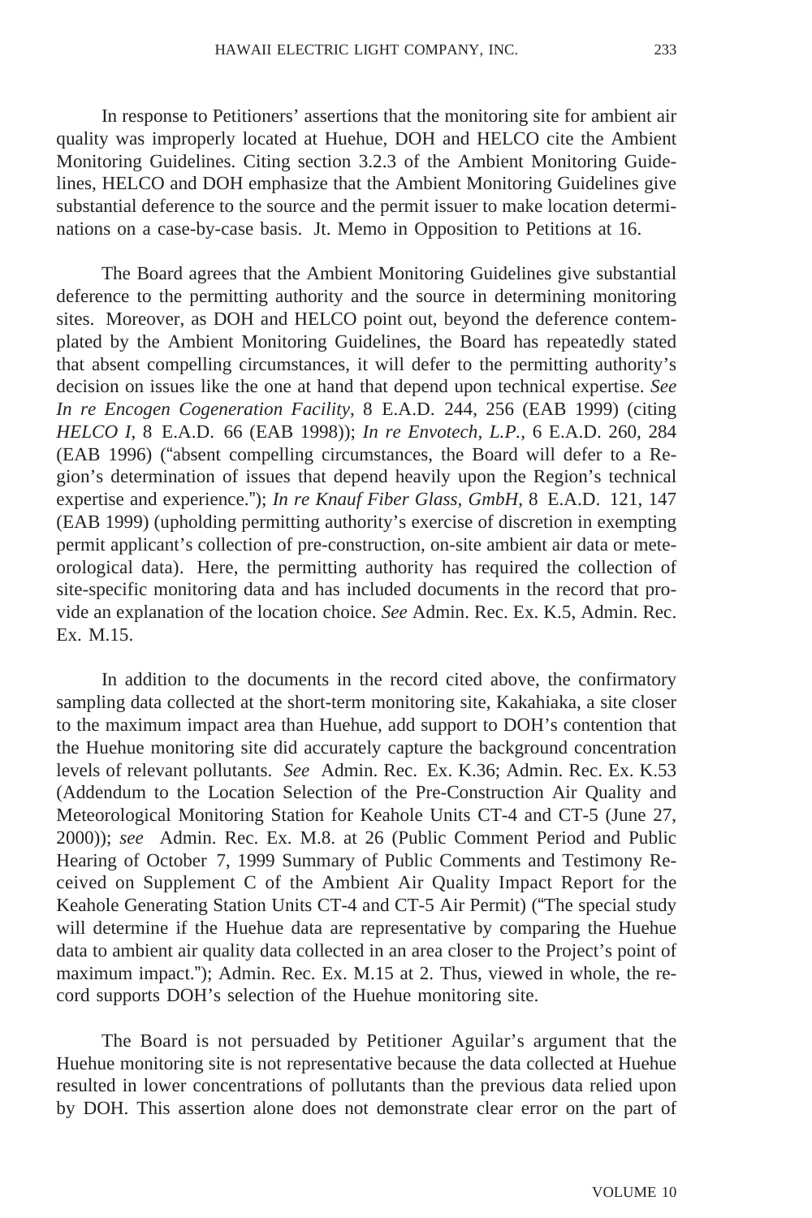In response to Petitioners' assertions that the monitoring site for ambient air quality was improperly located at Huehue, DOH and HELCO cite the Ambient Monitoring Guidelines. Citing section 3.2.3 of the Ambient Monitoring Guidelines, HELCO and DOH emphasize that the Ambient Monitoring Guidelines give substantial deference to the source and the permit issuer to make location determinations on a case-by-case basis. Jt. Memo in Opposition to Petitions at 16.

The Board agrees that the Ambient Monitoring Guidelines give substantial deference to the permitting authority and the source in determining monitoring sites. Moreover, as DOH and HELCO point out, beyond the deference contemplated by the Ambient Monitoring Guidelines, the Board has repeatedly stated that absent compelling circumstances, it will defer to the permitting authority's decision on issues like the one at hand that depend upon technical expertise. *See In re Encogen Cogeneration Facility*, 8 E.A.D. 244, 256 (EAB 1999) (citing *HELCO I*, 8 E.A.D. 66 (EAB 1998)); *In re Envotech, L.P.*, 6 E.A.D. 260, 284 (EAB 1996) ("absent compelling circumstances, the Board will defer to a Region's determination of issues that depend heavily upon the Region's technical expertise and experience."); *In re Knauf Fiber Glass, GmbH*, 8 E.A.D. 121, 147 (EAB 1999) (upholding permitting authority's exercise of discretion in exempting permit applicant's collection of pre-construction, on-site ambient air data or meteorological data). Here, the permitting authority has required the collection of site-specific monitoring data and has included documents in the record that provide an explanation of the location choice. *See* Admin. Rec. Ex. K.5, Admin. Rec. Ex. M.15.

In addition to the documents in the record cited above, the confirmatory sampling data collected at the short-term monitoring site, Kakahiaka, a site closer to the maximum impact area than Huehue, add support to DOH's contention that the Huehue monitoring site did accurately capture the background concentration levels of relevant pollutants. *See* Admin. Rec. Ex. K.36; Admin. Rec. Ex. K.53 (Addendum to the Location Selection of the Pre-Construction Air Quality and Meteorological Monitoring Station for Keahole Units CT-4 and CT-5 (June 27, 2000)); *see* Admin. Rec. Ex. M.8. at 26 (Public Comment Period and Public Hearing of October 7, 1999 Summary of Public Comments and Testimony Received on Supplement C of the Ambient Air Quality Impact Report for the Keahole Generating Station Units CT-4 and CT-5 Air Permit) ("The special study will determine if the Huehue data are representative by comparing the Huehue data to ambient air quality data collected in an area closer to the Project's point of maximum impact."); Admin. Rec. Ex. M.15 at 2. Thus, viewed in whole, the record supports DOH's selection of the Huehue monitoring site.

The Board is not persuaded by Petitioner Aguilar's argument that the Huehue monitoring site is not representative because the data collected at Huehue resulted in lower concentrations of pollutants than the previous data relied upon by DOH. This assertion alone does not demonstrate clear error on the part of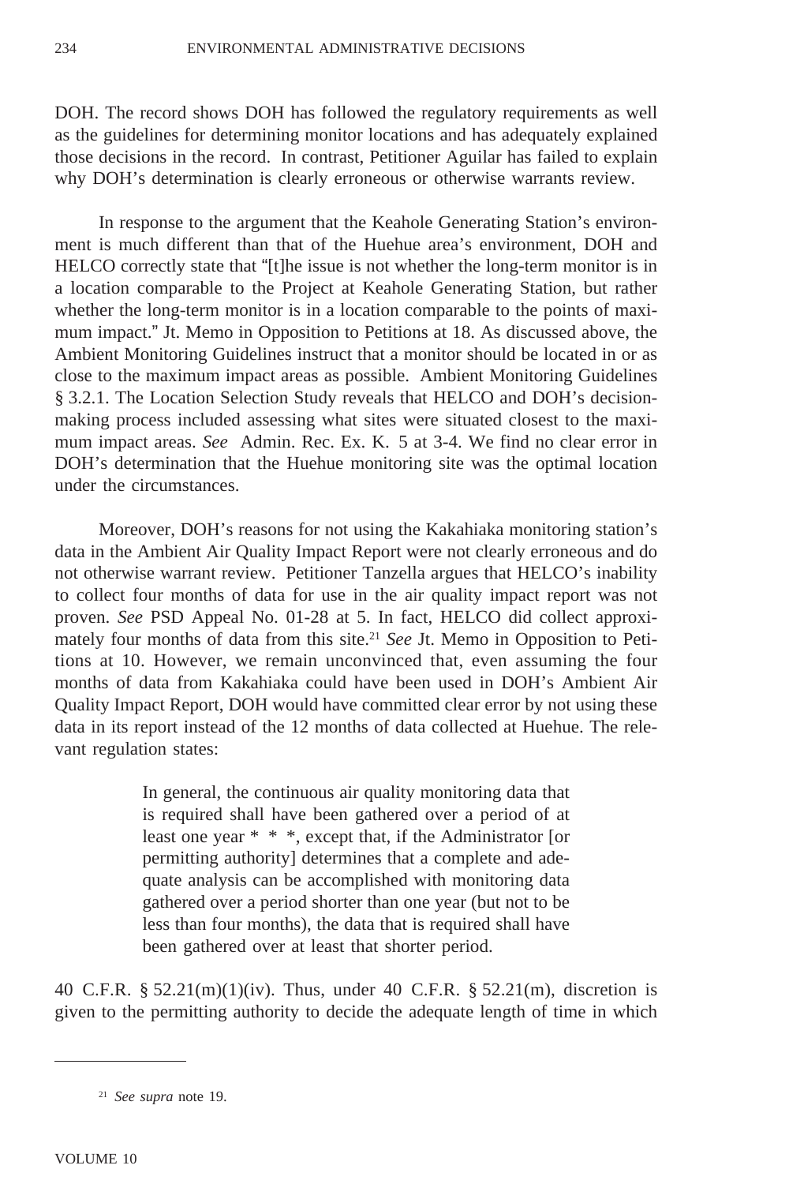DOH. The record shows DOH has followed the regulatory requirements as well as the guidelines for determining monitor locations and has adequately explained those decisions in the record. In contrast, Petitioner Aguilar has failed to explain why DOH's determination is clearly erroneous or otherwise warrants review.

In response to the argument that the Keahole Generating Station's environment is much different than that of the Huehue area's environment, DOH and HELCO correctly state that "[t]he issue is not whether the long-term monitor is in a location comparable to the Project at Keahole Generating Station, but rather whether the long-term monitor is in a location comparable to the points of maximum impact." Jt. Memo in Opposition to Petitions at 18. As discussed above, the Ambient Monitoring Guidelines instruct that a monitor should be located in or as close to the maximum impact areas as possible. Ambient Monitoring Guidelines § 3.2.1. The Location Selection Study reveals that HELCO and DOH's decision-making process included assessing what sites were situated closest to the maximum impact areas. *See* Admin. Rec. Ex. K. 5 at 3-4. We find no clear error in DOH's determination that the Huehue monitoring site was the optimal location under the circumstances.

Moreover, DOH's reasons for not using the Kakahiaka monitoring station's data in the Ambient Air Quality Impact Report were not clearly erroneous and do not otherwise warrant review. Petitioner Tanzella argues that HELCO's inability to collect four months of data for use in the air quality impact report was not proven. *See* PSD Appeal No. 01-28 at 5. In fact, HELCO did collect approximately four months of data from this site.[21] *See* Jt. Memo in Opposition to Petitions at 10. However, we remain unconvinced that, even assuming the four months of data from Kakahiaka could have been used in DOH's Ambient Air Quality Impact Report, DOH would have committed clear error by not using these data in its report instead of the 12 months of data collected at Huehue. The relevant regulation states:

> In general, the continuous air quality monitoring data that is required shall have been gathered over a period of at least one year * * *, except that, if the Administrator [or permitting authority] determines that a complete and adequate analysis can be accomplished with monitoring data gathered over a period shorter than one year (but not to be less than four months), the data that is required shall have been gathered over at least that shorter period.

40 C.F.R. § 52.21(m)(1)(iv). Thus, under 40 C.F.R. § 52.21(m), discretion is given to the permitting authority to decide the adequate length of time in which

---

[21] *See supra* note 19.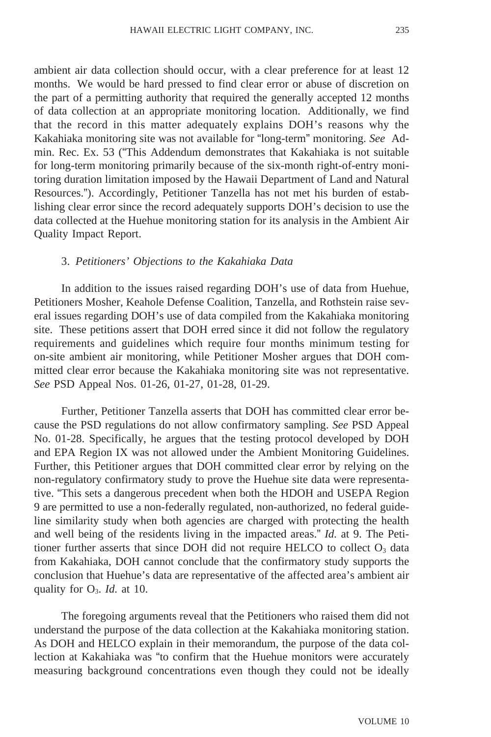ambient air data collection should occur, with a clear preference for at least 12 months. We would be hard pressed to find clear error or abuse of discretion on the part of a permitting authority that required the generally accepted 12 months of data collection at an appropriate monitoring location. Additionally, we find that the record in this matter adequately explains DOH's reasons why the Kakahiaka monitoring site was not available for "long-term" monitoring. *See* Admin. Rec. Ex. 53 ("This Addendum demonstrates that Kakahiaka is not suitable for long-term monitoring primarily because of the six-month right-of-entry monitoring duration limitation imposed by the Hawaii Department of Land and Natural Resources."). Accordingly, Petitioner Tanzella has not met his burden of establishing clear error since the record adequately supports DOH's decision to use the data collected at the Huehue monitoring station for its analysis in the Ambient Air Quality Impact Report.

### 3. *Petitioners' Objections to the Kakahiaka Data*

In addition to the issues raised regarding DOH's use of data from Huehue, Petitioners Mosher, Keahole Defense Coalition, Tanzella, and Rothstein raise several issues regarding DOH's use of data compiled from the Kakahiaka monitoring site. These petitions assert that DOH erred since it did not follow the regulatory requirements and guidelines which require four months minimum testing for on-site ambient air monitoring, while Petitioner Mosher argues that DOH committed clear error because the Kakahiaka monitoring site was not representative. *See* PSD Appeal Nos. 01-26, 01-27, 01-28, 01-29.

Further, Petitioner Tanzella asserts that DOH has committed clear error because the PSD regulations do not allow confirmatory sampling. *See* PSD Appeal No. 01-28. Specifically, he argues that the testing protocol developed by DOH and EPA Region IX was not allowed under the Ambient Monitoring Guidelines. Further, this Petitioner argues that DOH committed clear error by relying on the non-regulatory confirmatory study to prove the Huehue site data were representative. "This sets a dangerous precedent when both the HDOH and USEPA Region 9 are permitted to use a non-federally regulated, non-authorized, no federal guideline similarity study when both agencies are charged with protecting the health and well being of the residents living in the impacted areas." *Id.* at 9. The Petitioner further asserts that since DOH did not require HELCO to collect $O_3$ data from Kakahiaka, DOH cannot conclude that the confirmatory study supports the conclusion that Huehue's data are representative of the affected area's ambient air quality for $O_3$. *Id.* at 10.

The foregoing arguments reveal that the Petitioners who raised them did not understand the purpose of the data collection at the Kakahiaka monitoring station. As DOH and HELCO explain in their memorandum, the purpose of the data collection at Kakahiaka was "to confirm that the Huehue monitors were accurately measuring background concentrations even though they could not be ideally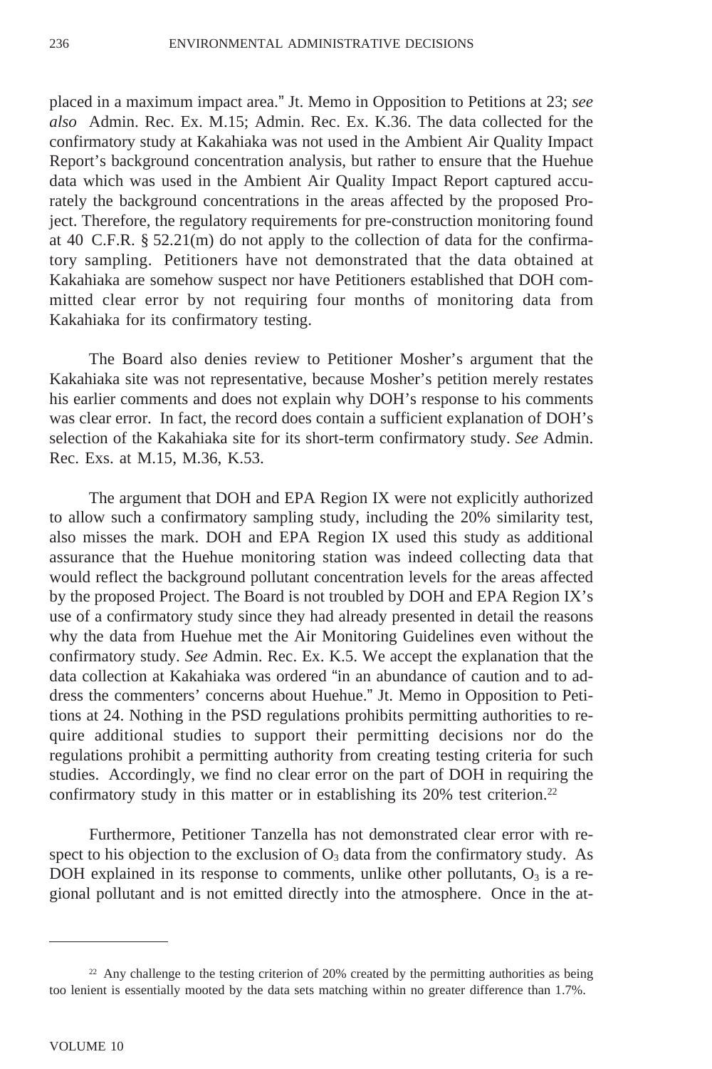placed in a maximum impact area." Jt. Memo in Opposition to Petitions at 23; *see also* Admin. Rec. Ex. M.15; Admin. Rec. Ex. K.36. The data collected for the confirmatory study at Kakahiaka was not used in the Ambient Air Quality Impact Report's background concentration analysis, but rather to ensure that the Huehue data which was used in the Ambient Air Quality Impact Report captured accurately the background concentrations in the areas affected by the proposed Project. Therefore, the regulatory requirements for pre-construction monitoring found at 40 C.F.R. § 52.21(m) do not apply to the collection of data for the confirmatory sampling. Petitioners have not demonstrated that the data obtained at Kakahiaka are somehow suspect nor have Petitioners established that DOH committed clear error by not requiring four months of monitoring data from Kakahiaka for its confirmatory testing.

The Board also denies review to Petitioner Mosher's argument that the Kakahiaka site was not representative, because Mosher's petition merely restates his earlier comments and does not explain why DOH's response to his comments was clear error. In fact, the record does contain a sufficient explanation of DOH's selection of the Kakahiaka site for its short-term confirmatory study. *See* Admin. Rec. Exs. at M.15, M.36, K.53.

The argument that DOH and EPA Region IX were not explicitly authorized to allow such a confirmatory sampling study, including the 20% similarity test, also misses the mark. DOH and EPA Region IX used this study as additional assurance that the Huehue monitoring station was indeed collecting data that would reflect the background pollutant concentration levels for the areas affected by the proposed Project. The Board is not troubled by DOH and EPA Region IX's use of a confirmatory study since they had already presented in detail the reasons why the data from Huehue met the Air Monitoring Guidelines even without the confirmatory study. *See* Admin. Rec. Ex. K.5. We accept the explanation that the data collection at Kakahiaka was ordered "in an abundance of caution and to address the commenters' concerns about Huehue." Jt. Memo in Opposition to Petitions at 24. Nothing in the PSD regulations prohibits permitting authorities to require additional studies to support their permitting decisions nor do the regulations prohibit a permitting authority from creating testing criteria for such studies. Accordingly, we find no clear error on the part of DOH in requiring the confirmatory study in this matter or in establishing its 20% test criterion.[22]

Furthermore, Petitioner Tanzella has not demonstrated clear error with respect to his objection to the exclusion of $O_3$ data from the confirmatory study. As DOH explained in its response to comments, unlike other pollutants, $O_3$ is a regional pollutant and is not emitted directly into the atmosphere. Once in the at-

---

[22] Any challenge to the testing criterion of 20% created by the permitting authorities as being too lenient is essentially mooted by the data sets matching within no greater difference than 1.7%.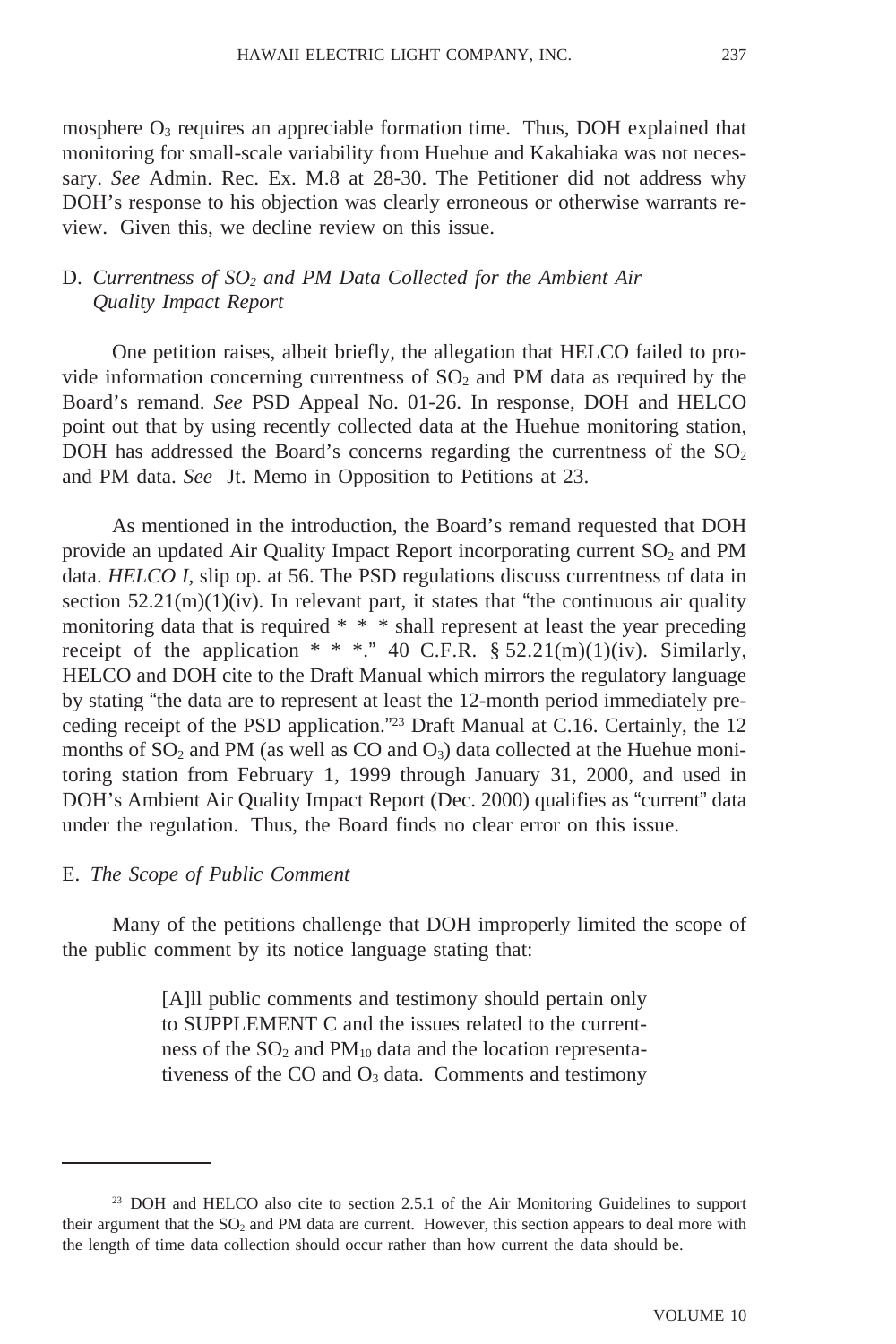mosphere $O_3$ requires an appreciable formation time. Thus, DOH explained that monitoring for small-scale variability from Huehue and Kakahiaka was not necessary. *See* Admin. Rec. Ex. M.8 at 28-30. The Petitioner did not address why DOH's response to his objection was clearly erroneous or otherwise warrants review. Given this, we decline review on this issue.

D. *Currentness of $SO_2$ and PM Data Collected for the Ambient Air Quality Impact Report*

One petition raises, albeit briefly, the allegation that HELCO failed to provide information concerning currentness of $SO_2$ and PM data as required by the Board's remand. *See* PSD Appeal No. 01-26. In response, DOH and HELCO point out that by using recently collected data at the Huehue monitoring station, DOH has addressed the Board's concerns regarding the currentness of the $SO_2$ and PM data. *See* Jt. Memo in Opposition to Petitions at 23.

As mentioned in the introduction, the Board's remand requested that DOH provide an updated Air Quality Impact Report incorporating current $SO_2$ and PM data. *HELCO I*, slip op. at 56. The PSD regulations discuss currentness of data in section 52.21(m)(1)(iv). In relevant part, it states that "the continuous air quality monitoring data that is required * * * shall represent at least the year preceding receipt of the application * * *." 40 C.F.R. § 52.21(m)(1)(iv). Similarly, HELCO and DOH cite to the Draft Manual which mirrors the regulatory language by stating "the data are to represent at least the 12-month period immediately preceding receipt of the PSD application."[23] Draft Manual at C.16. Certainly, the 12 months of $SO_2$ and PM (as well as CO and $O_3$) data collected at the Huehue monitoring station from February 1, 1999 through January 31, 2000, and used in DOH's Ambient Air Quality Impact Report (Dec. 2000) qualifies as "current" data under the regulation. Thus, the Board finds no clear error on this issue.

E. *The Scope of Public Comment*

Many of the petitions challenge that DOH improperly limited the scope of the public comment by its notice language stating that:

> [A]ll public comments and testimony should pertain only to SUPPLEMENT C and the issues related to the currentness of the $SO_2$ and $PM_{10}$ data and the location representativeness of the CO and $O_3$ data. Comments and testimony

---

[23] DOH and HELCO also cite to section 2.5.1 of the Air Monitoring Guidelines to support their argument that the $SO_2$ and PM data are current. However, this section appears to deal more with the length of time data collection should occur rather than how current the data should be.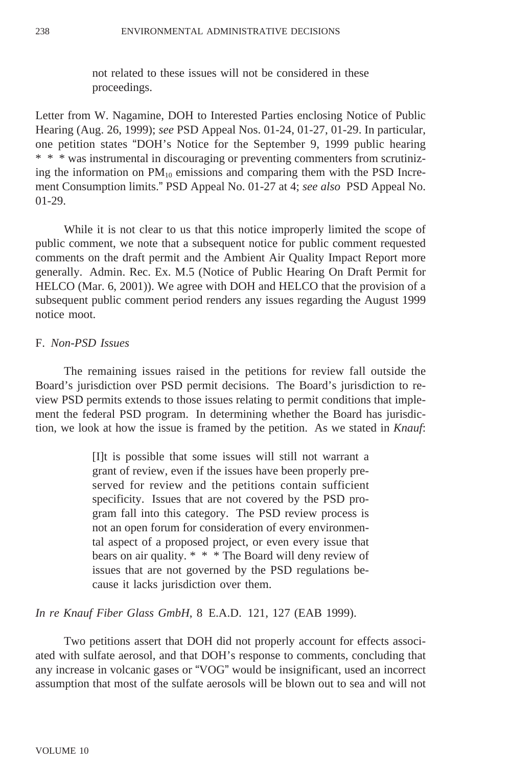> not related to these issues will not be considered in these proceedings.

Letter from W. Nagamine, DOH to Interested Parties enclosing Notice of Public Hearing (Aug. 26, 1999); *see* PSD Appeal Nos. 01-24, 01-27, 01-29. In particular, one petition states "DOH's Notice for the September 9, 1999 public hearing * * * was instrumental in discouraging or preventing commenters from scrutinizing the information on $PM_{10}$ emissions and comparing them with the PSD Increment Consumption limits." PSD Appeal No. 01-27 at 4; *see also* PSD Appeal No. 01-29.

While it is not clear to us that this notice improperly limited the scope of public comment, we note that a subsequent notice for public comment requested comments on the draft permit and the Ambient Air Quality Impact Report more generally. Admin. Rec. Ex. M.5 (Notice of Public Hearing On Draft Permit for HELCO (Mar. 6, 2001)). We agree with DOH and HELCO that the provision of a subsequent public comment period renders any issues regarding the August 1999 notice moot.

### F. *Non-PSD Issues*

The remaining issues raised in the petitions for review fall outside the Board's jurisdiction over PSD permit decisions. The Board's jurisdiction to review PSD permits extends to those issues relating to permit conditions that implement the federal PSD program. In determining whether the Board has jurisdiction, we look at how the issue is framed by the petition. As we stated in *Knauf*:

> [I]t is possible that some issues will still not warrant a grant of review, even if the issues have been properly preserved for review and the petitions contain sufficient specificity. Issues that are not covered by the PSD program fall into this category. The PSD review process is not an open forum for consideration of every environmental aspect of a proposed project, or even every issue that bears on air quality. * * * The Board will deny review of issues that are not governed by the PSD regulations because it lacks jurisdiction over them.

*In re Knauf Fiber Glass GmbH*, 8 E.A.D. 121, 127 (EAB 1999).

Two petitions assert that DOH did not properly account for effects associated with sulfate aerosol, and that DOH's response to comments, concluding that any increase in volcanic gases or "VOG" would be insignificant, used an incorrect assumption that most of the sulfate aerosols will be blown out to sea and will not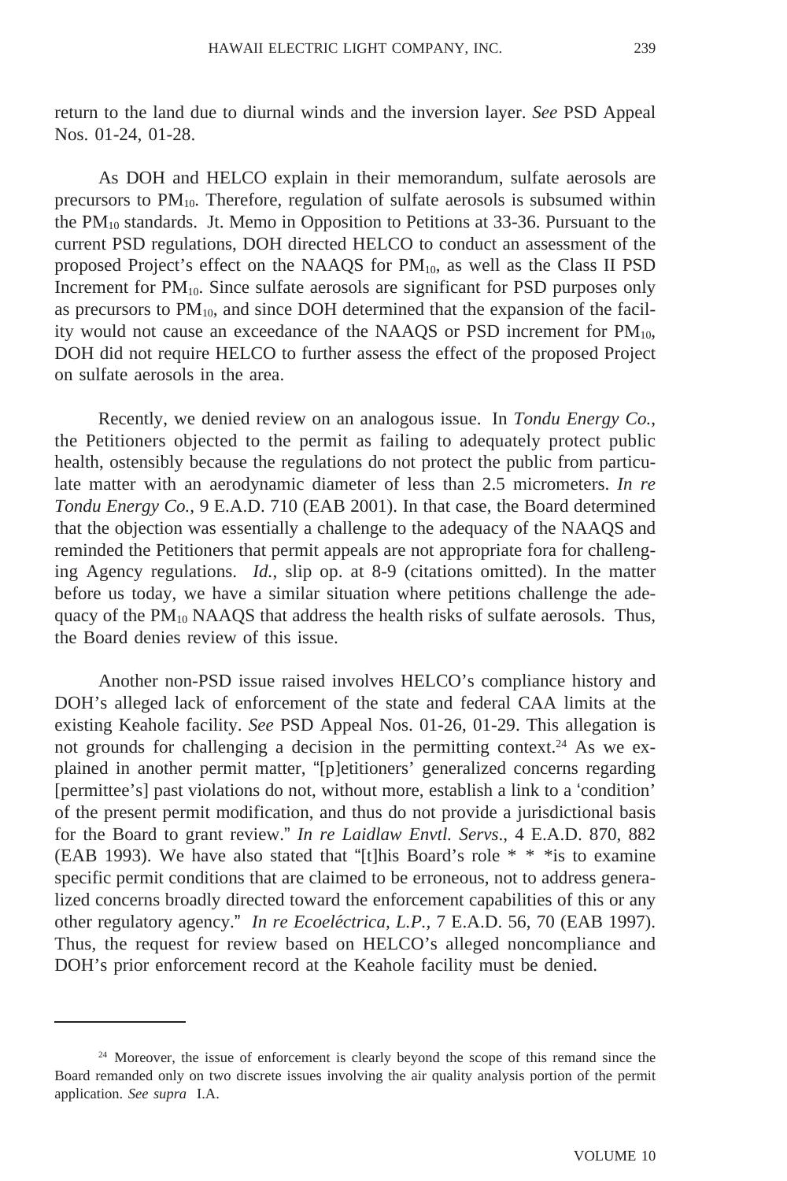return to the land due to diurnal winds and the inversion layer. *See* PSD Appeal Nos. 01-24, 01-28.

As DOH and HELCO explain in their memorandum, sulfate aerosols are precursors to $PM_{10}$. Therefore, regulation of sulfate aerosols is subsumed within the $PM_{10}$ standards. Jt. Memo in Opposition to Petitions at 33-36. Pursuant to the current PSD regulations, DOH directed HELCO to conduct an assessment of the proposed Project's effect on the NAAQS for $PM_{10}$, as well as the Class II PSD Increment for $PM_{10}$. Since sulfate aerosols are significant for PSD purposes only as precursors to $PM_{10}$, and since DOH determined that the expansion of the facility would not cause an exceedance of the NAAQS or PSD increment for $PM_{10}$, DOH did not require HELCO to further assess the effect of the proposed Project on sulfate aerosols in the area.

Recently, we denied review on an analogous issue. In *Tondu Energy Co.*, the Petitioners objected to the permit as failing to adequately protect public health, ostensibly because the regulations do not protect the public from particulate matter with an aerodynamic diameter of less than 2.5 micrometers. *In re Tondu Energy Co.*, 9 E.A.D. 710 (EAB 2001). In that case, the Board determined that the objection was essentially a challenge to the adequacy of the NAAQS and reminded the Petitioners that permit appeals are not appropriate fora for challenging Agency regulations. *Id.*, slip op. at 8-9 (citations omitted). In the matter before us today, we have a similar situation where petitions challenge the adequacy of the $PM_{10}$ NAAQS that address the health risks of sulfate aerosols. Thus, the Board denies review of this issue.

Another non-PSD issue raised involves HELCO's compliance history and DOH's alleged lack of enforcement of the state and federal CAA limits at the existing Keahole facility. *See* PSD Appeal Nos. 01-26, 01-29. This allegation is not grounds for challenging a decision in the permitting context.[24] As we explained in another permit matter, "[p]etitioners' generalized concerns regarding [permittee's] past violations do not, without more, establish a link to a 'condition' of the present permit modification, and thus do not provide a jurisdictional basis for the Board to grant review." *In re Laidlaw Envtl. Servs*., 4 E.A.D. 870, 882 (EAB 1993). We have also stated that "[t]his Board's role * * * is to examine specific permit conditions that are claimed to be erroneous, not to address generalized concerns broadly directed toward the enforcement capabilities of this or any other regulatory agency." *In re Ecoeléctrica, L.P.*, 7 E.A.D. 56, 70 (EAB 1997). Thus, the request for review based on HELCO's alleged noncompliance and DOH's prior enforcement record at the Keahole facility must be denied.

---

[24] Moreover, the issue of enforcement is clearly beyond the scope of this remand since the Board remanded only on two discrete issues involving the air quality analysis portion of the permit application. *See supra* I.A.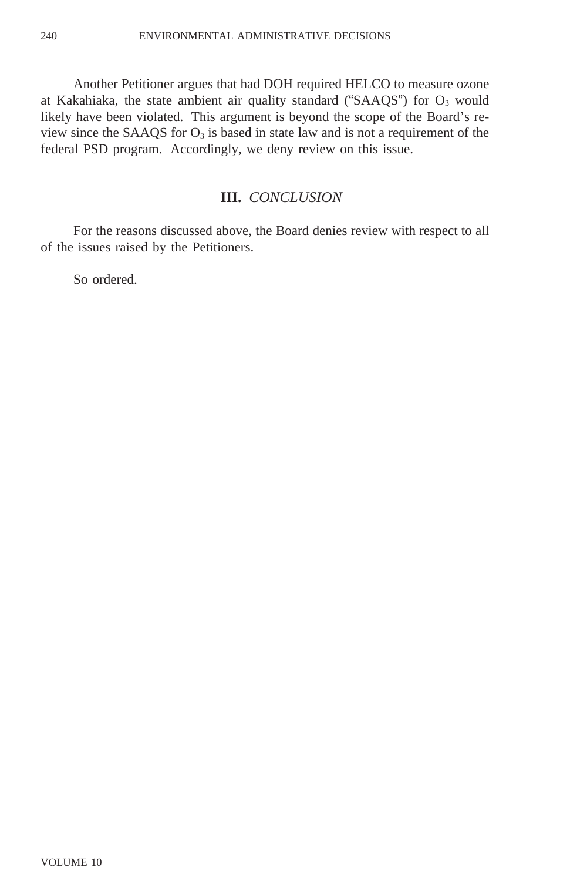Another Petitioner argues that had DOH required HELCO to measure ozone at Kakahiaka, the state ambient air quality standard ("SAAQS") for $O_3$ would likely have been violated. This argument is beyond the scope of the Board's review since the SAAQS for $O_3$ is based in state law and is not a requirement of the federal PSD program. Accordingly, we deny review on this issue.

## III. *CONCLUSION*

For the reasons discussed above, the Board denies review with respect to all of the issues raised by the Petitioners.

So ordered.